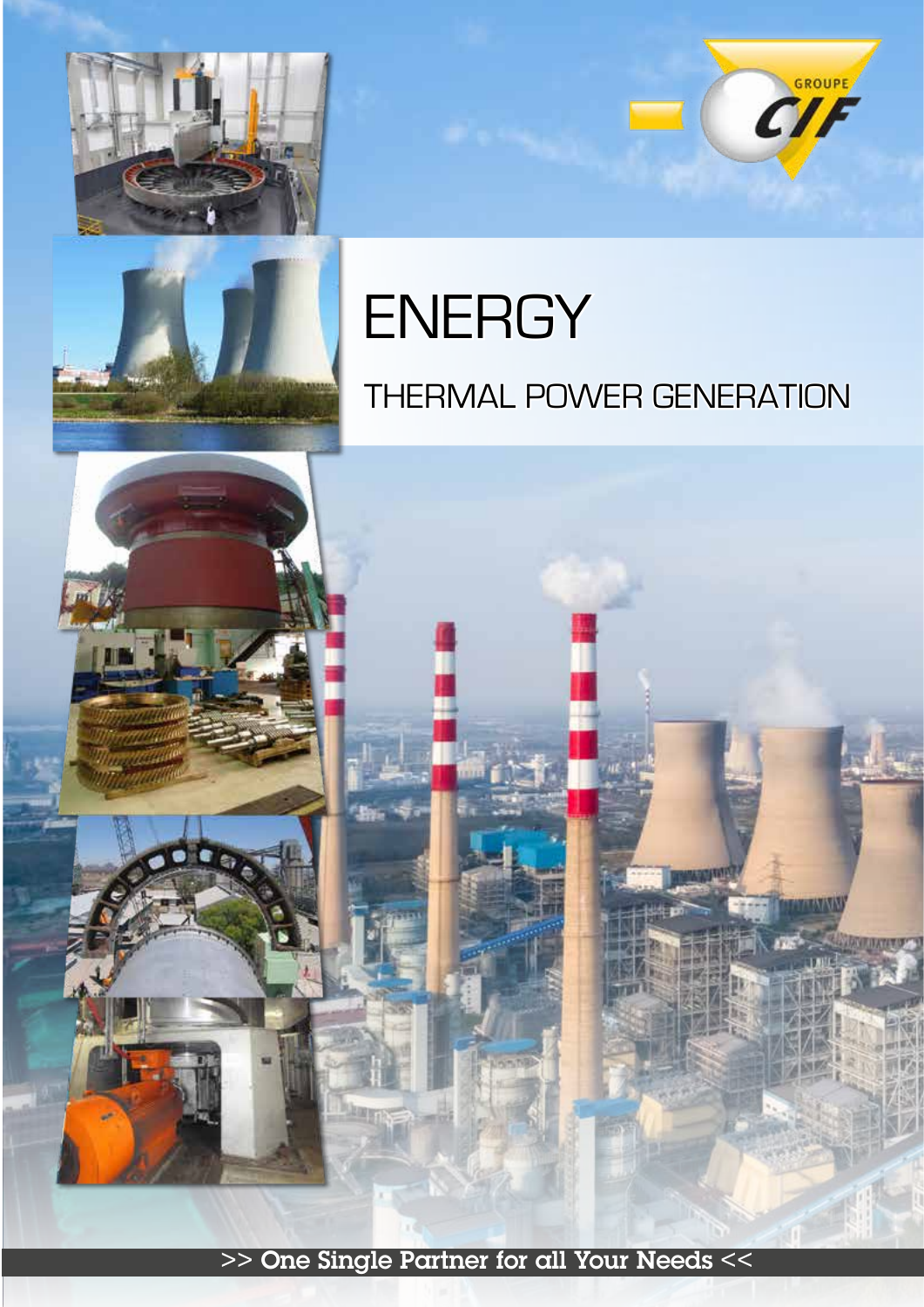# ENERGY

## THERMAL POWER GENERATION

>> One Single Partner for all Your Needs <<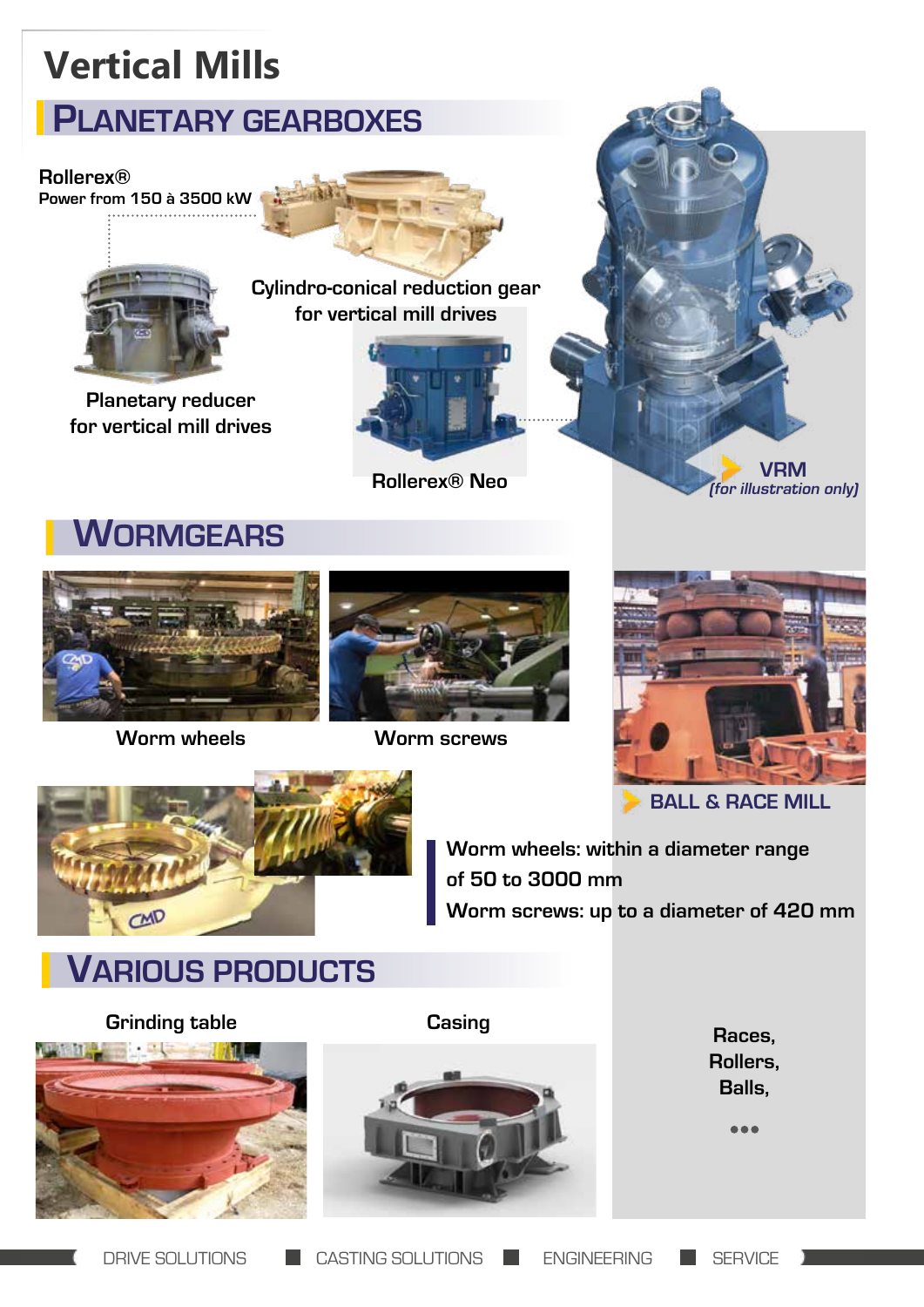# Vertical Mills

## Planetary Gearboxes

**Rollerex®**
Power from 150 à 3500 kW

Cylindro-conical reduction gear for vertical mill drives

Planetary reducer for vertical mill drives

Rollerex® Neo

VRM
*(for illustration only)*

## Wormgears

Worm wheels

Worm screws

BALL & RACE MILL

Worm wheels: within a diameter range of 50 to 3000 mm
Worm screws: up to a diameter of 420 mm

## Various Products

Grinding table

Casing

Races,
Rollers,
Balls,

•••

DRIVE SOLUTIONS | CASTING SOLUTIONS | ENGINEERING | SERVICE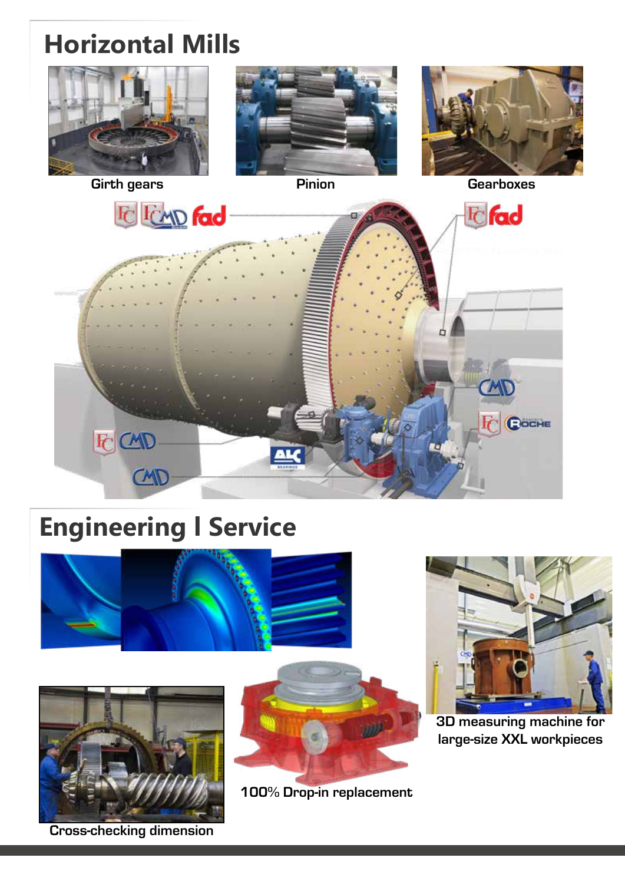# Horizontal Mills

Girth gears

Pinion

Gearboxes

# Engineering I Service

3D measuring machine for large-size XXL workpieces

100% Drop-in replacement

Cross-checking dimension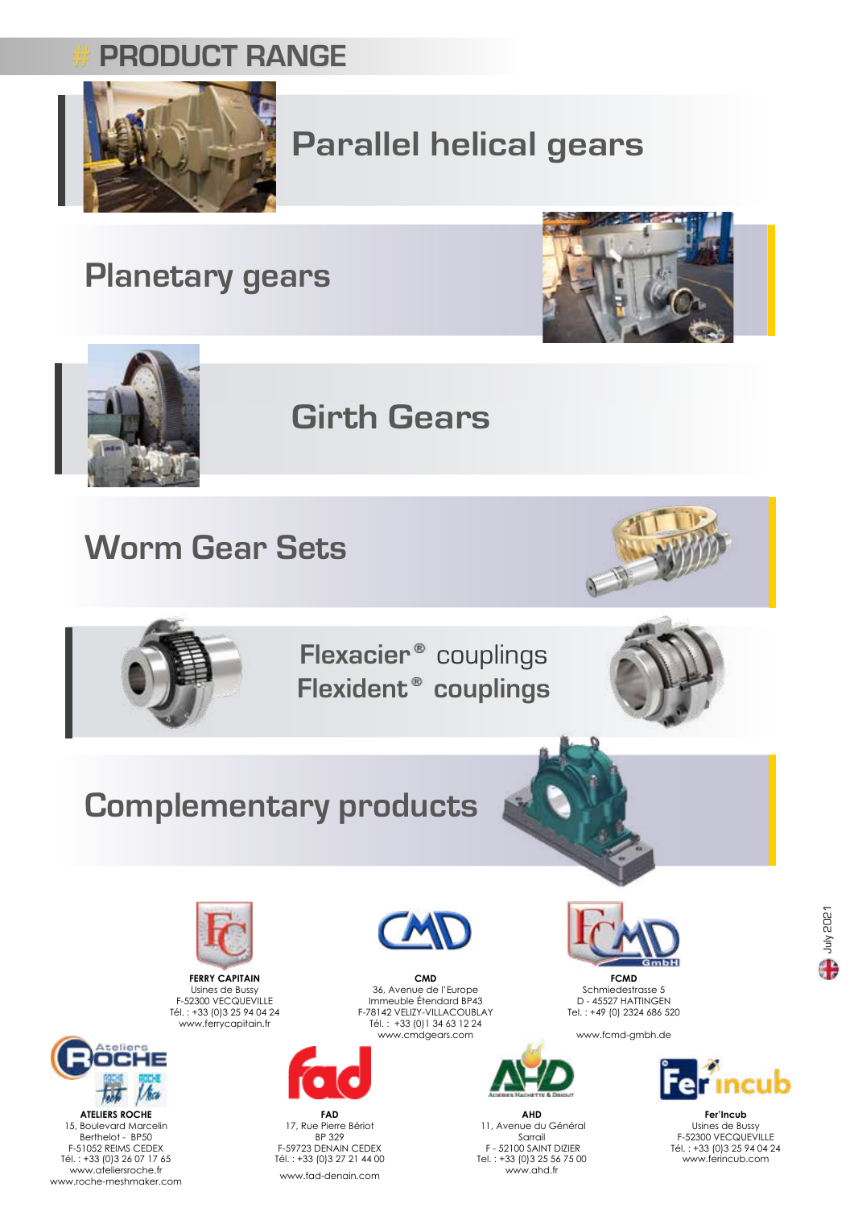// PRODUCT RANGE

## Parallel helical gears

## Planetary gears

## Girth Gears

## Worm Gear Sets

## Flexacier® couplings
## Flexident® couplings

## Complementary products

**FERRY CAPITAIN**
Usines de Bussy
F-52300 VECQUEVILLE
Tél. : +33 (0)3 25 94 04 24
www.ferrycapitain.fr

**CMD**
36, Avenue de l'Europe
Immeuble Étendard BP43
F-78142 VELIZY-VILLACOUBLAY
Tél. : +33 (0)1 34 63 12 24
www.cmdgears.com

**FCMD**
Schmiedestrasse 5
D - 45527 HATTINGEN
Tel. : +49 (0) 2324 686 520
www.fcmd-gmbh.de

**ATELIERS ROCHE**
15, Boulevard Marcelin
Berthelot - BP50
F-51052 REIMS CEDEX
Tél. : +33 (0)3 26 07 17 65
www.ateliersroche.fr
www.roche-meshmaker.com

**FAD**
17, Rue Pierre Bériot
BP 329
F-59723 DENAIN CEDEX
Tél. : +33 (0)3 27 21 44 00
www.fad-denain.com

**AHD**
11, Avenue du Général
Sarrail
F - 52100 SAINT DIZIER
Tel. : +33 (0)3 25 56 75 00
www.ahd.fr

**Fer'Incub**
Usines de Bussy
F-52300 VECQUEVILLE
Tél. : +33 (0)3 25 94 04 24
www.ferincub.com

July 2021